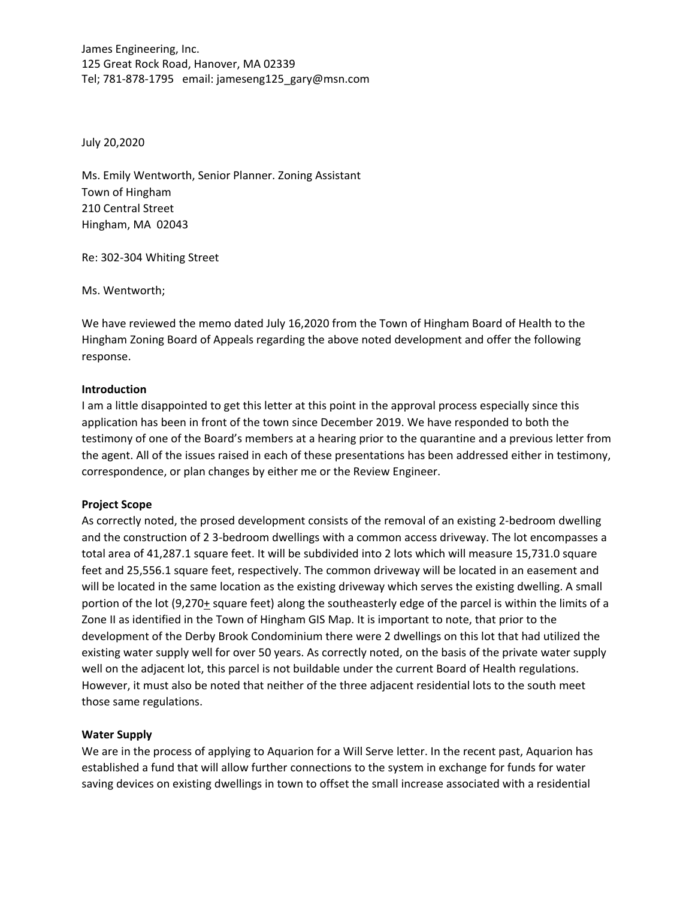James Engineering, Inc.
125 Great Rock Road, Hanover, MA 02339
Tel; 781-878-1795 email: jameseng125_gary@msn.com

July 20,2020

Ms. Emily Wentworth, Senior Planner. Zoning Assistant
Town of Hingham
210 Central Street
Hingham, MA 02043

Re: 302-304 Whiting Street

Ms. Wentworth;

We have reviewed the memo dated July 16,2020 from the Town of Hingham Board of Health to the Hingham Zoning Board of Appeals regarding the above noted development and offer the following response.

**Introduction**
I am a little disappointed to get this letter at this point in the approval process especially since this application has been in front of the town since December 2019. We have responded to both the testimony of one of the Board's members at a hearing prior to the quarantine and a previous letter from the agent. All of the issues raised in each of these presentations has been addressed either in testimony, correspondence, or plan changes by either me or the Review Engineer.

**Project Scope**
As correctly noted, the prosed development consists of the removal of an existing 2-bedroom dwelling and the construction of 2 3-bedroom dwellings with a common access driveway. The lot encompasses a total area of 41,287.1 square feet. It will be subdivided into 2 lots which will measure 15,731.0 square feet and 25,556.1 square feet, respectively. The common driveway will be located in an easement and will be located in the same location as the existing driveway which serves the existing dwelling. A small portion of the lot (9,270± square feet) along the southeasterly edge of the parcel is within the limits of a Zone II as identified in the Town of Hingham GIS Map. It is important to note, that prior to the development of the Derby Brook Condominium there were 2 dwellings on this lot that had utilized the existing water supply well for over 50 years. As correctly noted, on the basis of the private water supply well on the adjacent lot, this parcel is not buildable under the current Board of Health regulations. However, it must also be noted that neither of the three adjacent residential lots to the south meet those same regulations.

**Water Supply**
We are in the process of applying to Aquarion for a Will Serve letter. In the recent past, Aquarion has established a fund that will allow further connections to the system in exchange for funds for water saving devices on existing dwellings in town to offset the small increase associated with a residential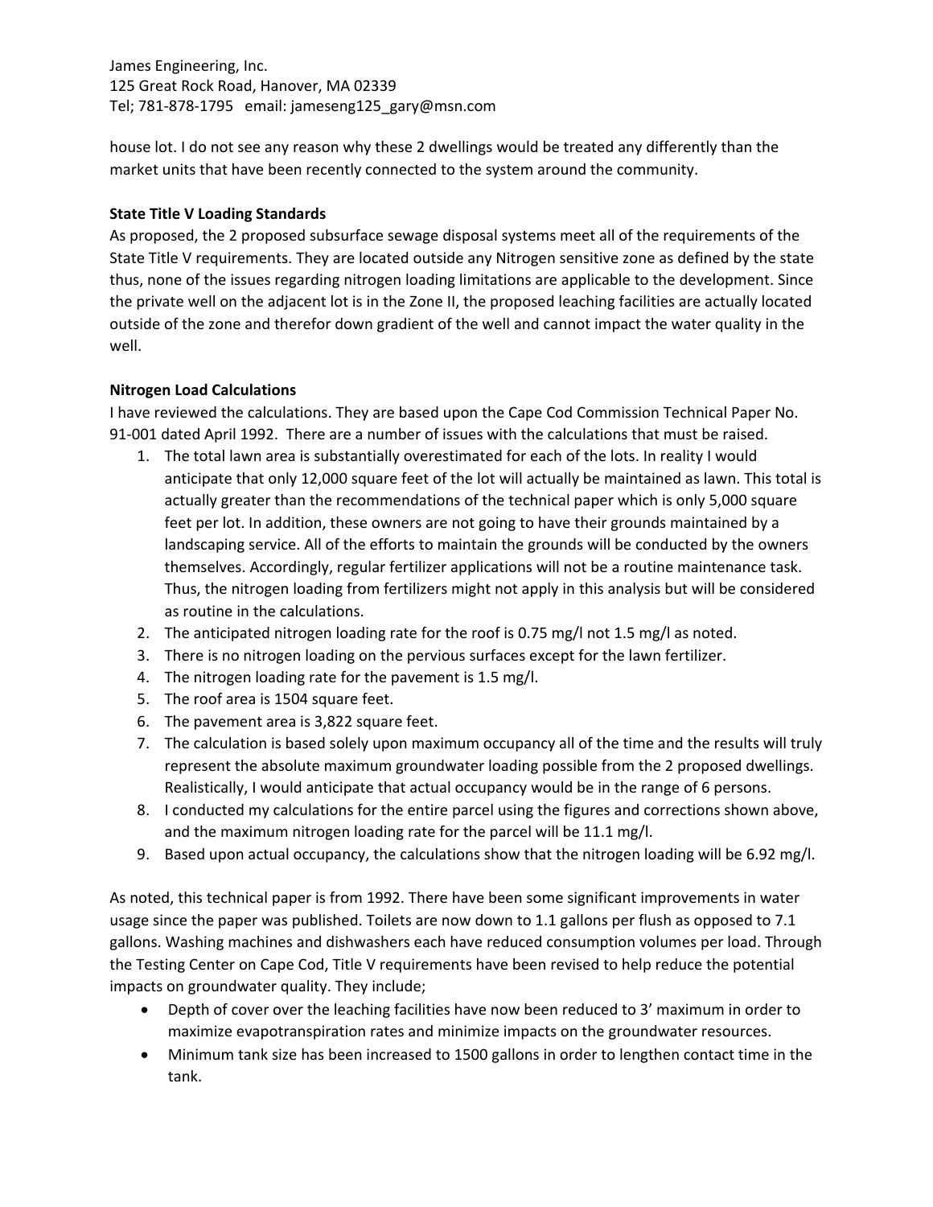house lot. I do not see any reason why these 2 dwellings would be treated any differently than the market units that have been recently connected to the system around the community.

**State Title V Loading Standards**

As proposed, the 2 proposed subsurface sewage disposal systems meet all of the requirements of the State Title V requirements. They are located outside any Nitrogen sensitive zone as defined by the state thus, none of the issues regarding nitrogen loading limitations are applicable to the development. Since the private well on the adjacent lot is in the Zone II, the proposed leaching facilities are actually located outside of the zone and therefor down gradient of the well and cannot impact the water quality in the well.

**Nitrogen Load Calculations**

I have reviewed the calculations. They are based upon the Cape Cod Commission Technical Paper No. 91-001 dated April 1992. There are a number of issues with the calculations that must be raised.

1. The total lawn area is substantially overestimated for each of the lots. In reality I would anticipate that only 12,000 square feet of the lot will actually be maintained as lawn. This total is actually greater than the recommendations of the technical paper which is only 5,000 square feet per lot. In addition, these owners are not going to have their grounds maintained by a landscaping service. All of the efforts to maintain the grounds will be conducted by the owners themselves. Accordingly, regular fertilizer applications will not be a routine maintenance task. Thus, the nitrogen loading from fertilizers might not apply in this analysis but will be considered as routine in the calculations.
2. The anticipated nitrogen loading rate for the roof is 0.75 mg/l not 1.5 mg/l as noted.
3. There is no nitrogen loading on the pervious surfaces except for the lawn fertilizer.
4. The nitrogen loading rate for the pavement is 1.5 mg/l.
5. The roof area is 1504 square feet.
6. The pavement area is 3,822 square feet.
7. The calculation is based solely upon maximum occupancy all of the time and the results will truly represent the absolute maximum groundwater loading possible from the 2 proposed dwellings. Realistically, I would anticipate that actual occupancy would be in the range of 6 persons.
8. I conducted my calculations for the entire parcel using the figures and corrections shown above, and the maximum nitrogen loading rate for the parcel will be 11.1 mg/l.
9. Based upon actual occupancy, the calculations show that the nitrogen loading will be 6.92 mg/l.

As noted, this technical paper is from 1992. There have been some significant improvements in water usage since the paper was published. Toilets are now down to 1.1 gallons per flush as opposed to 7.1 gallons. Washing machines and dishwashers each have reduced consumption volumes per load. Through the Testing Center on Cape Cod, Title V requirements have been revised to help reduce the potential impacts on groundwater quality. They include;

- Depth of cover over the leaching facilities have now been reduced to 3' maximum in order to maximize evapotranspiration rates and minimize impacts on the groundwater resources.
- Minimum tank size has been increased to 1500 gallons in order to lengthen contact time in the tank.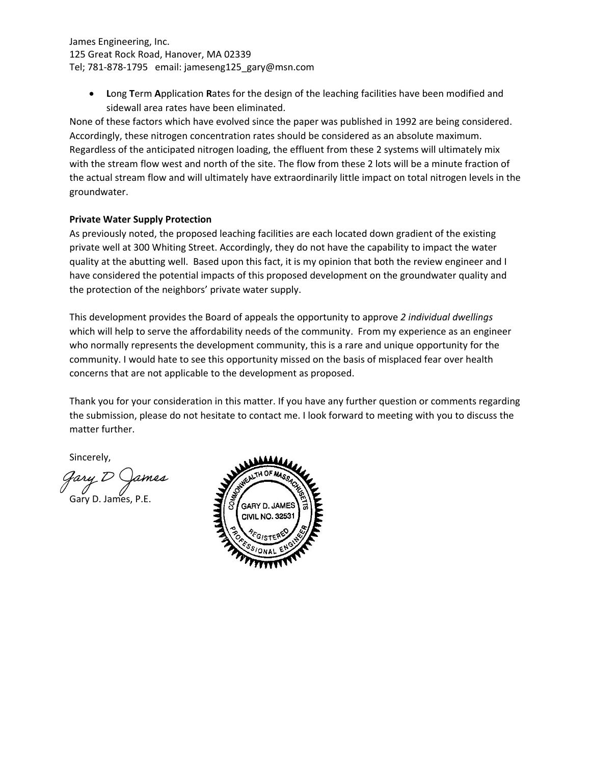James Engineering, Inc.
125 Great Rock Road, Hanover, MA 02339
Tel; 781-878-1795 email: jameseng125_gary@msn.com

- **L**ong **T**erm **A**pplication **R**ates for the design of the leaching facilities have been modified and sidewall area rates have been eliminated.

None of these factors which have evolved since the paper was published in 1992 are being considered. Accordingly, these nitrogen concentration rates should be considered as an absolute maximum. Regardless of the anticipated nitrogen loading, the effluent from these 2 systems will ultimately mix with the stream flow west and north of the site. The flow from these 2 lots will be a minute fraction of the actual stream flow and will ultimately have extraordinarily little impact on total nitrogen levels in the groundwater.

**Private Water Supply Protection**

As previously noted, the proposed leaching facilities are each located down gradient of the existing private well at 300 Whiting Street. Accordingly, they do not have the capability to impact the water quality at the abutting well. Based upon this fact, it is my opinion that both the review engineer and I have considered the potential impacts of this proposed development on the groundwater quality and the protection of the neighbors' private water supply.

This development provides the Board of appeals the opportunity to approve *2 individual dwellings* which will help to serve the affordability needs of the community. From my experience as an engineer who normally represents the development community, this is a rare and unique opportunity for the community. I would hate to see this opportunity missed on the basis of misplaced fear over health concerns that are not applicable to the development as proposed.

Thank you for your consideration in this matter. If you have any further question or comments regarding the submission, please do not hesitate to contact me. I look forward to meeting with you to discuss the matter further.

Sincerely,

Gary D James

Gary D. James, P.E.

COMMONWEALTH OF MASSACHUSETTS
GARY D. JAMES
CIVIL NO. 32531
REGISTERED
PROFESSIONAL ENGINEER